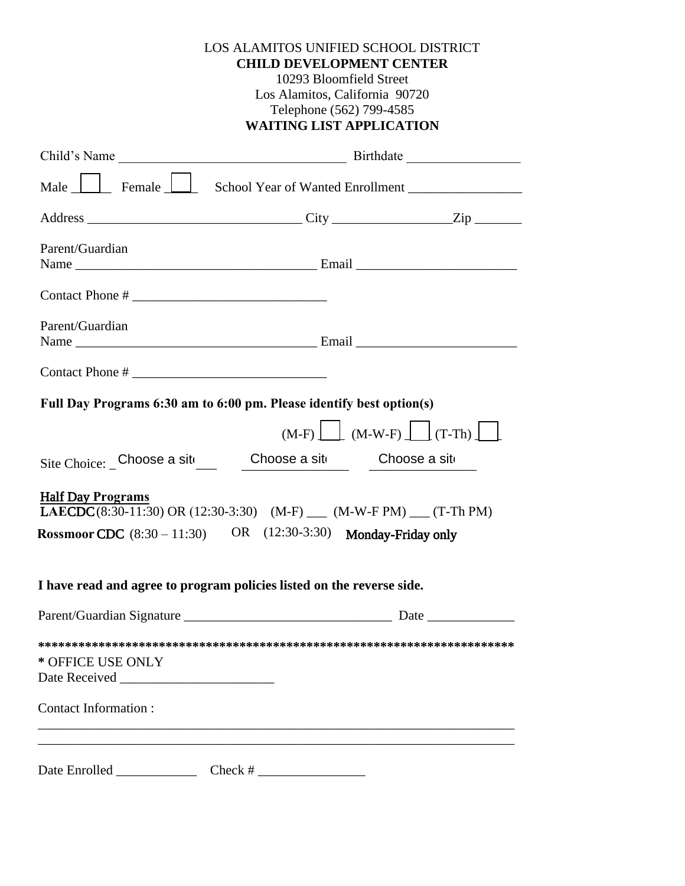LOS ALAMITOS UNIFIED SCHOOL DISTRICT

**CHILD DEVELOPMENT CENTER**

10293 Bloomfield Street

Los Alamitos, California 90720

Telephone (562) 799-4585

**WAITING LIST APPLICATION**

Child's Name ________________________________ Birthdate ________________

Male ☐ Female ☐ School Year of Wanted Enrollment ________________

Address ______________________________ City ________________ Zip _______

Parent/Guardian
Name __________________________________ Email _______________________

Contact Phone # ____________________________

Parent/Guardian
Name __________________________________ Email _______________________

Contact Phone # ____________________________

**Full Day Programs 6:30 am to 6:00 pm. Please identify best option(s)**

(M-F) ☐ (M-W-F) ☐ (T-Th) ☐

Site Choice: Choose a site ___ Choose a site ___ Choose a site ___

**Half Day Programs**

**LAECDC** (8:30-11:30) OR (12:30-3:30) (M-F) ___ (M-W-F PM) ___ (T-Th PM)

**Rossmoor CDC** (8:30 – 11:30) OR (12:30-3:30) **Monday-Friday only**

**I have read and agree to program policies listed on the reverse side.**

Parent/Guardian Signature ______________________________ Date _____________

**************************************************************************

* OFFICE USE ONLY

Date Received ______________________

Contact Information :

________________________________________________________________________

________________________________________________________________________

Date Enrolled ____________ Check # ________________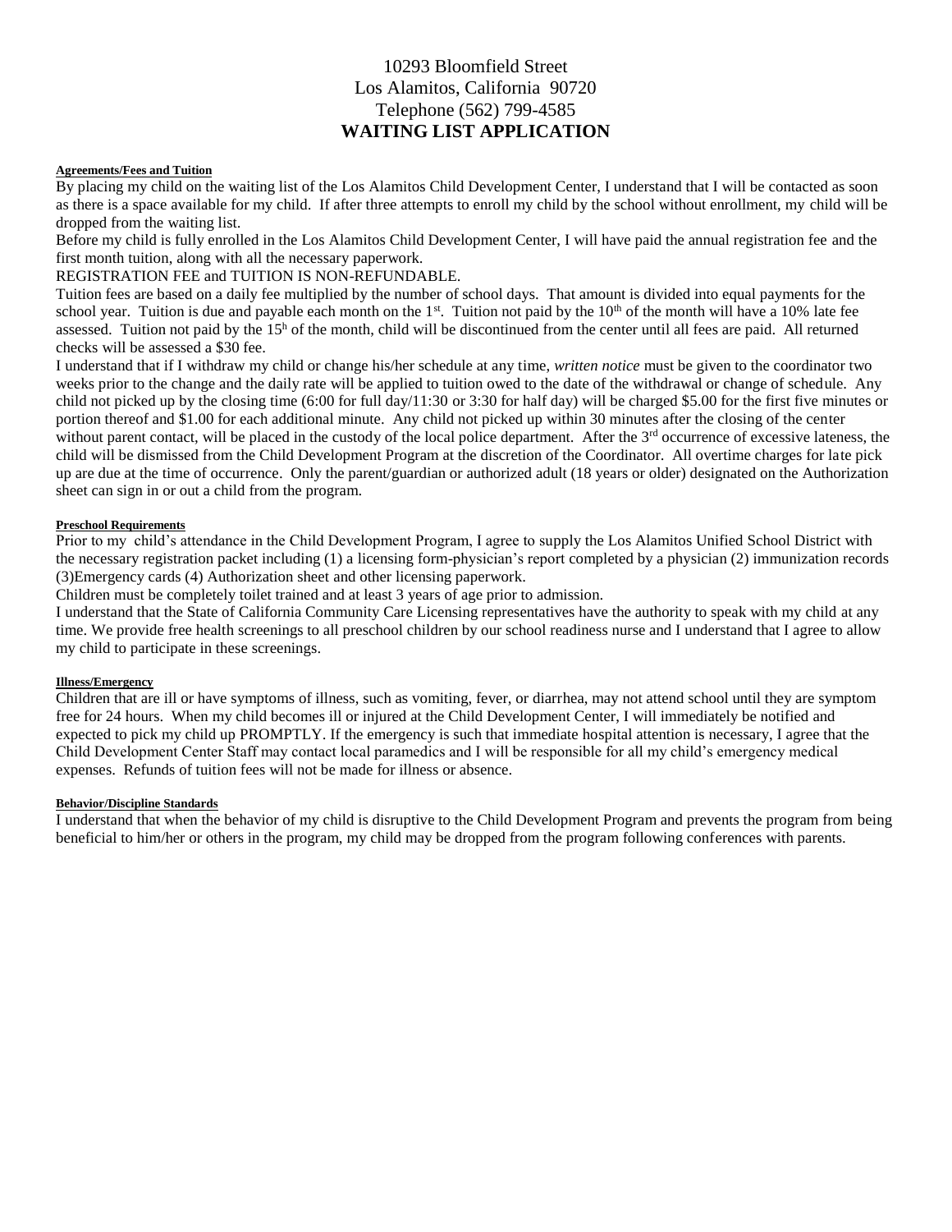10293 Bloomfield Street
Los Alamitos, California 90720
Telephone (562) 799-4585

# WAITING LIST APPLICATION

**Agreements/Fees and Tuition**

By placing my child on the waiting list of the Los Alamitos Child Development Center, I understand that I will be contacted as soon as there is a space available for my child. If after three attempts to enroll my child by the school without enrollment, my child will be dropped from the waiting list.

Before my child is fully enrolled in the Los Alamitos Child Development Center, I will have paid the annual registration fee and the first month tuition, along with all the necessary paperwork.

REGISTRATION FEE and TUITION IS NON-REFUNDABLE.

Tuition fees are based on a daily fee multiplied by the number of school days. That amount is divided into equal payments for the school year. Tuition is due and payable each month on the 1st. Tuition not paid by the 10th of the month will have a 10% late fee assessed. Tuition not paid by the 15h of the month, child will be discontinued from the center until all fees are paid. All returned checks will be assessed a $30 fee.

I understand that if I withdraw my child or change his/her schedule at any time, *written notice* must be given to the coordinator two weeks prior to the change and the daily rate will be applied to tuition owed to the date of the withdrawal or change of schedule. Any child not picked up by the closing time (6:00 for full day/11:30 or 3:30 for half day) will be charged $5.00 for the first five minutes or portion thereof and $1.00 for each additional minute. Any child not picked up within 30 minutes after the closing of the center without parent contact, will be placed in the custody of the local police department. After the 3rd occurrence of excessive lateness, the child will be dismissed from the Child Development Program at the discretion of the Coordinator. All overtime charges for late pick up are due at the time of occurrence. Only the parent/guardian or authorized adult (18 years or older) designated on the Authorization sheet can sign in or out a child from the program.

**Preschool Requirements**

Prior to my child's attendance in the Child Development Program, I agree to supply the Los Alamitos Unified School District with the necessary registration packet including (1) a licensing form-physician's report completed by a physician (2) immunization records (3)Emergency cards (4) Authorization sheet and other licensing paperwork.

Children must be completely toilet trained and at least 3 years of age prior to admission.

I understand that the State of California Community Care Licensing representatives have the authority to speak with my child at any time. We provide free health screenings to all preschool children by our school readiness nurse and I understand that I agree to allow my child to participate in these screenings.

**Illness/Emergency**

Children that are ill or have symptoms of illness, such as vomiting, fever, or diarrhea, may not attend school until they are symptom free for 24 hours. When my child becomes ill or injured at the Child Development Center, I will immediately be notified and expected to pick my child up PROMPTLY. If the emergency is such that immediate hospital attention is necessary, I agree that the Child Development Center Staff may contact local paramedics and I will be responsible for all my child's emergency medical expenses. Refunds of tuition fees will not be made for illness or absence.

**Behavior/Discipline Standards**

I understand that when the behavior of my child is disruptive to the Child Development Program and prevents the program from being beneficial to him/her or others in the program, my child may be dropped from the program following conferences with parents.